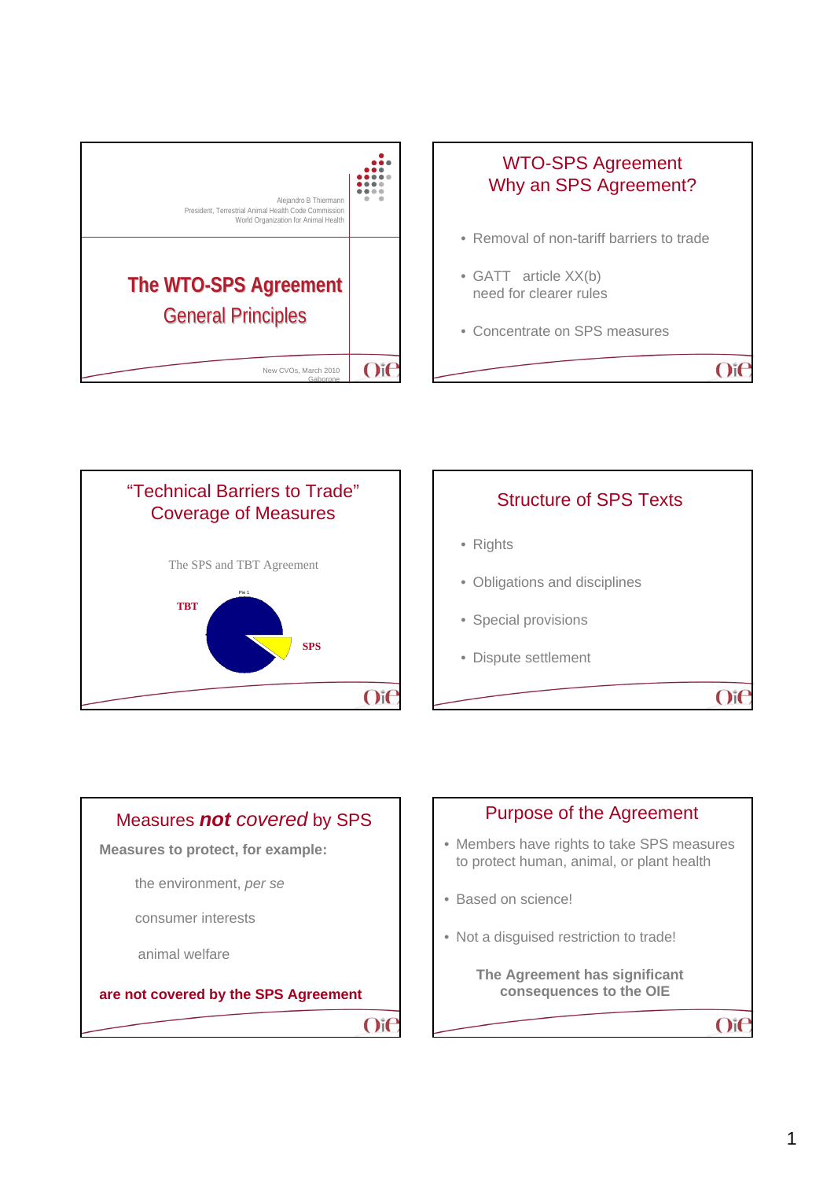Alejandro B Thiermann
President, Terrestrial Animal Health Code Commission
World Organization for Animal Health

# The WTO-SPS Agreement
## General Principles

New CVOs, March 2010
Gaborone

---

## WTO-SPS Agreement
## Why an SPS Agreement?

- Removal of non-tariff barriers to trade
- GATT article XX(b)
  need for clearer rules
- Concentrate on SPS measures

---

## "Technical Barriers to Trade" Coverage of Measures

The SPS and TBT Agreement

Pie 1

TBT

SPS

---

## Structure of SPS Texts

- Rights
- Obligations and disciplines
- Special provisions
- Dispute settlement

---

## Measures *not covered* by SPS

**Measures to protect, for example:**

the environment, *per se*

consumer interests

animal welfare

**are not covered by the SPS Agreement**

---

## Purpose of the Agreement

- Members have rights to take SPS measures to protect human, animal, or plant health
- Based on science!
- Not a disguised restriction to trade!

**The Agreement has significant consequences to the OIE**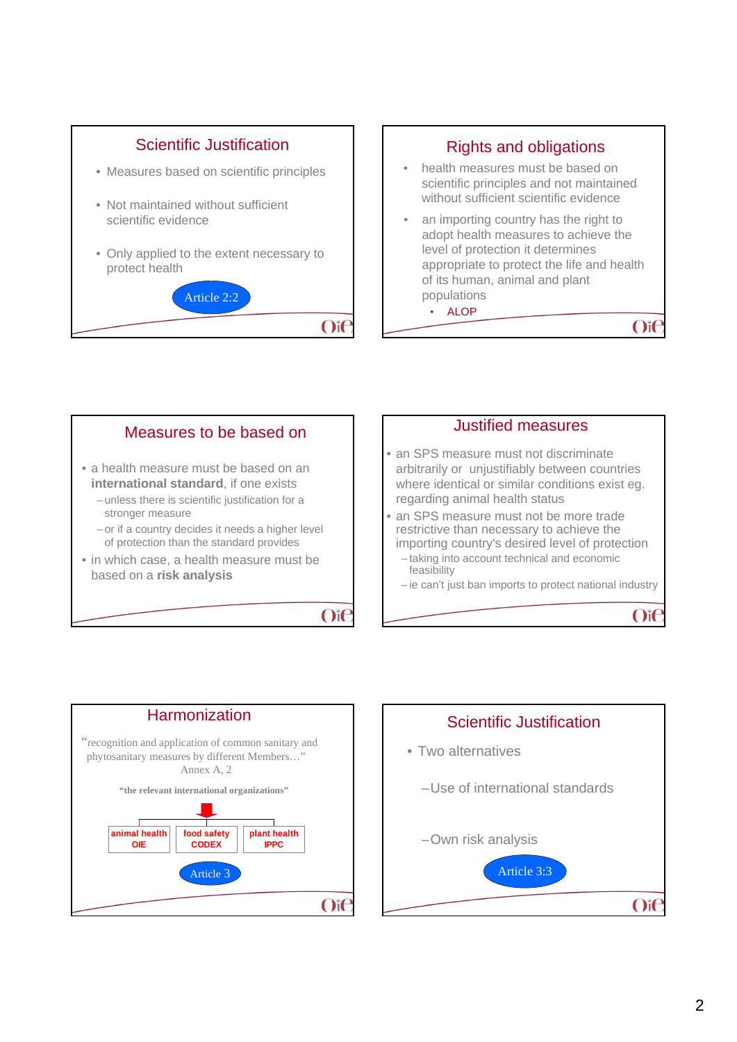## Scientific Justification

- Measures based on scientific principles
- Not maintained without sufficient scientific evidence
- Only applied to the extent necessary to protect health

Article 2:2

## Rights and obligations

- health measures must be based on scientific principles and not maintained without sufficient scientific evidence
- an importing country has the right to adopt health measures to achieve the level of protection it determines appropriate to protect the life and health of its human, animal and plant populations
  - ALOP

## Measures to be based on

- a health measure must be based on an **international standard**, if one exists
  - unless there is scientific justification for a stronger measure
  - or if a country decides it needs a higher level of protection than the standard provides
- in which case, a health measure must be based on a **risk analysis**

## Justified measures

- an SPS measure must not discriminate arbitrarily or unjustifiably between countries where identical or similar conditions exist eg. regarding animal health status
- an SPS measure must not be more trade restrictive than necessary to achieve the importing country's desired level of protection
  - taking into account technical and economic feasibility
  - ie can't just ban imports to protect national industry

## Harmonization

"recognition and application of common sanitary and phytosanitary measures by different Members…"
Annex A, 2

**"the relevant international organizations"**

| animal health | food safety | plant health |
|---|---|---|
| OIE | CODEX | IPPC |

Article 3

## Scientific Justification

- Two alternatives
  - Use of international standards
  - Own risk analysis

Article 3:3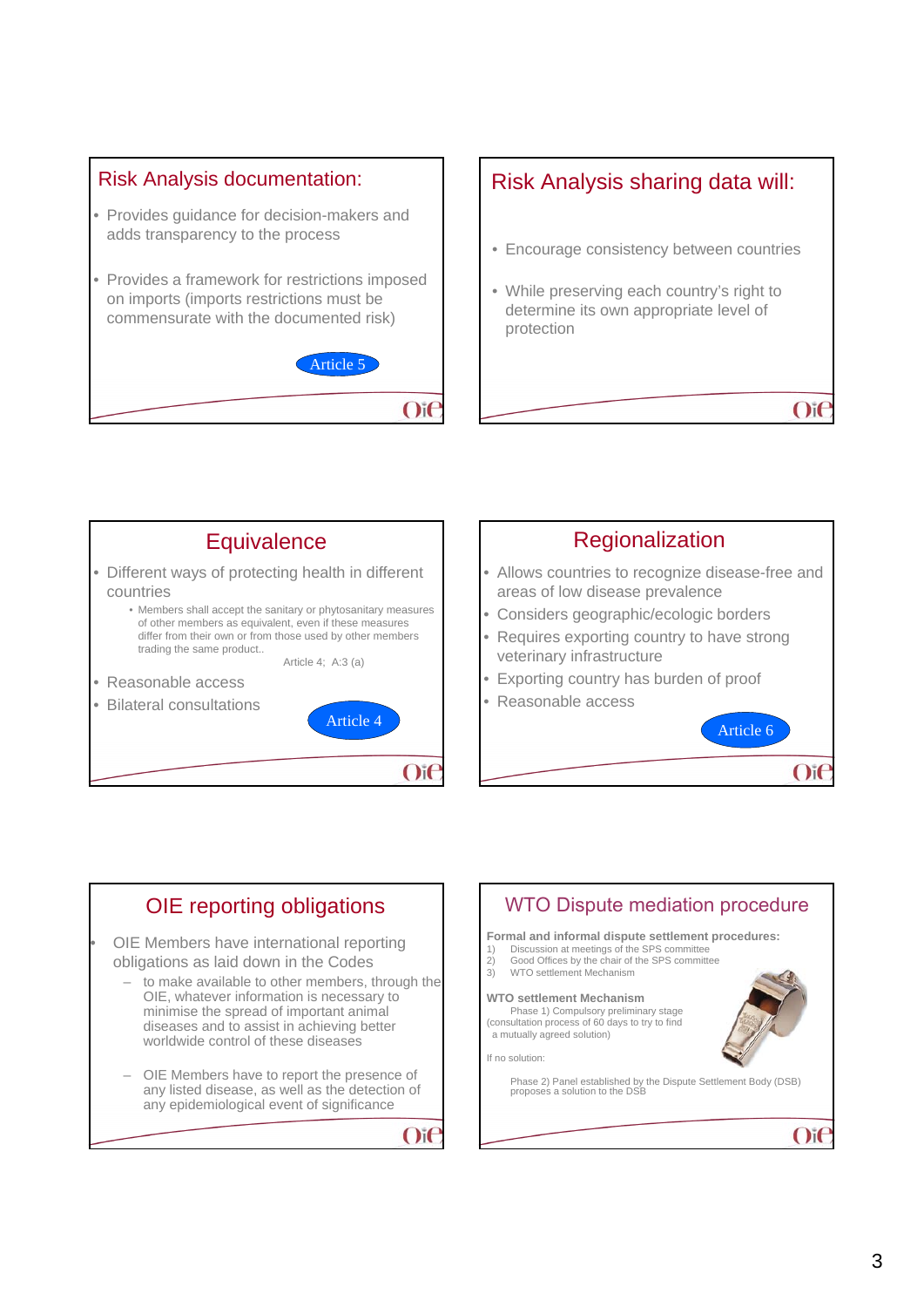## Risk Analysis documentation:

- Provides guidance for decision-makers and adds transparency to the process
- Provides a framework for restrictions imposed on imports (imports restrictions must be commensurate with the documented risk)

Article 5

## Risk Analysis sharing data will:

- Encourage consistency between countries
- While preserving each country's right to determine its own appropriate level of protection

## Equivalence

- Different ways of protecting health in different countries
  - Members shall accept the sanitary or phytosanitary measures of other members as equivalent, even if these measures differ from their own or from those used by other members trading the same product..

    Article 4; A:3 (a)
- Reasonable access
- Bilateral consultations

Article 4

## Regionalization

- Allows countries to recognize disease-free and areas of low disease prevalence
- Considers geographic/ecologic borders
- Requires exporting country to have strong veterinary infrastructure
- Exporting country has burden of proof
- Reasonable access

Article 6

## OIE reporting obligations

- OIE Members have international reporting obligations as laid down in the Codes
  - to make available to other members, through the OIE, whatever information is necessary to minimise the spread of important animal diseases and to assist in achieving better worldwide control of these diseases
  - OIE Members have to report the presence of any listed disease, as well as the detection of any epidemiological event of significance

## WTO Dispute mediation procedure

**Formal and informal dispute settlement procedures:**

1) Discussion at meetings of the SPS committee
2) Good Offices by the chair of the SPS committee
3) WTO settlement Mechanism

**WTO settlement Mechanism**

Phase 1) Compulsory preliminary stage (consultation process of 60 days to try to find a mutually agreed solution)

If no solution:

Phase 2) Panel established by the Dispute Settlement Body (DSB) proposes a solution to the DSB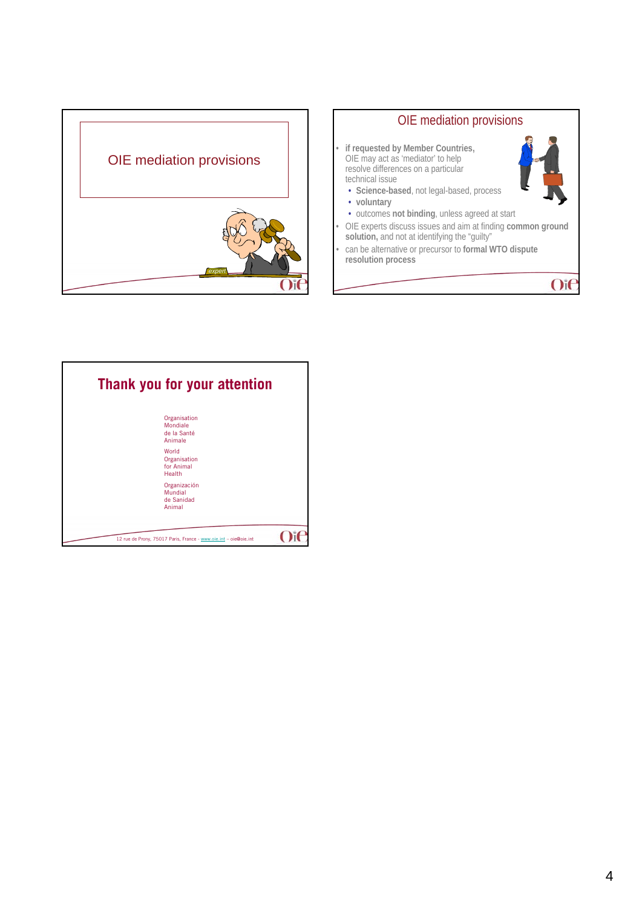## OIE mediation provisions

expert

## OIE mediation provisions

- **if requested by Member Countries,** OIE may act as 'mediator' to help resolve differences on a particular technical issue
  - **Science-based**, not legal-based, process
  - **voluntary**
  - outcomes **not binding**, unless agreed at start
- OIE experts discuss issues and aim at finding **common ground solution,** and not at identifying the "guilty"
- can be alternative or precursor to **formal WTO dispute resolution process**

## Thank you for your attention

Organisation Mondiale de la Santé Animale

World Organisation for Animal Health

Organización Mundial de Sanidad Animal

12 rue de Prony, 75017 Paris, France – www.oie.int – oie@oie.int